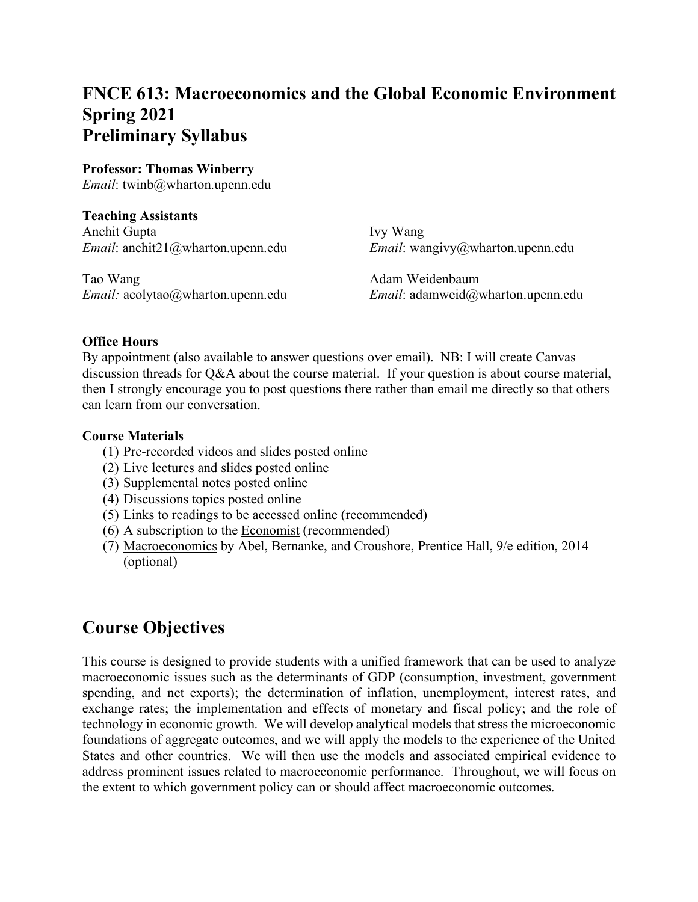# FNCE 613: Macroeconomics and the Global Economic Environment Spring 2021 Preliminary Syllabus

**Professor: Thomas Winberry**
*Email*: twinb@wharton.upenn.edu

**Teaching Assistants**

Anchit Gupta
*Email*: anchit21@wharton.upenn.edu

Ivy Wang
*Email*: wangivy@wharton.upenn.edu

Tao Wang
*Email:* acolytao@wharton.upenn.edu

Adam Weidenbaum
*Email*: adamweid@wharton.upenn.edu

**Office Hours**

By appointment (also available to answer questions over email). NB: I will create Canvas discussion threads for Q&A about the course material. If your question is about course material, then I strongly encourage you to post questions there rather than email me directly so that others can learn from our conversation.

**Course Materials**

(1) Pre-recorded videos and slides posted online
(2) Live lectures and slides posted online
(3) Supplemental notes posted online
(4) Discussions topics posted online
(5) Links to readings to be accessed online (recommended)
(6) A subscription to the Economist (recommended)
(7) Macroeconomics by Abel, Bernanke, and Croushore, Prentice Hall, 9/e edition, 2014 (optional)

## Course Objectives

This course is designed to provide students with a unified framework that can be used to analyze macroeconomic issues such as the determinants of GDP (consumption, investment, government spending, and net exports); the determination of inflation, unemployment, interest rates, and exchange rates; the implementation and effects of monetary and fiscal policy; and the role of technology in economic growth. We will develop analytical models that stress the microeconomic foundations of aggregate outcomes, and we will apply the models to the experience of the United States and other countries. We will then use the models and associated empirical evidence to address prominent issues related to macroeconomic performance. Throughout, we will focus on the extent to which government policy can or should affect macroeconomic outcomes.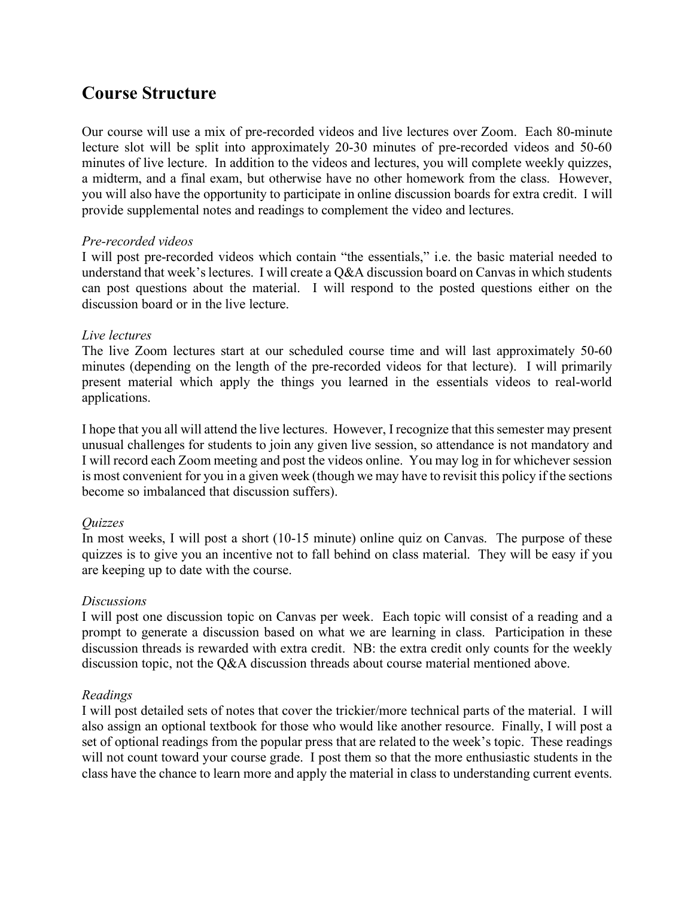## Course Structure

Our course will use a mix of pre-recorded videos and live lectures over Zoom. Each 80-minute lecture slot will be split into approximately 20-30 minutes of pre-recorded videos and 50-60 minutes of live lecture. In addition to the videos and lectures, you will complete weekly quizzes, a midterm, and a final exam, but otherwise have no other homework from the class. However, you will also have the opportunity to participate in online discussion boards for extra credit. I will provide supplemental notes and readings to complement the video and lectures.

*Pre-recorded videos*
I will post pre-recorded videos which contain "the essentials," i.e. the basic material needed to understand that week's lectures. I will create a Q&A discussion board on Canvas in which students can post questions about the material. I will respond to the posted questions either on the discussion board or in the live lecture.

*Live lectures*
The live Zoom lectures start at our scheduled course time and will last approximately 50-60 minutes (depending on the length of the pre-recorded videos for that lecture). I will primarily present material which apply the things you learned in the essentials videos to real-world applications.

I hope that you all will attend the live lectures. However, I recognize that this semester may present unusual challenges for students to join any given live session, so attendance is not mandatory and I will record each Zoom meeting and post the videos online. You may log in for whichever session is most convenient for you in a given week (though we may have to revisit this policy if the sections become so imbalanced that discussion suffers).

*Quizzes*
In most weeks, I will post a short (10-15 minute) online quiz on Canvas. The purpose of these quizzes is to give you an incentive not to fall behind on class material. They will be easy if you are keeping up to date with the course.

*Discussions*
I will post one discussion topic on Canvas per week. Each topic will consist of a reading and a prompt to generate a discussion based on what we are learning in class. Participation in these discussion threads is rewarded with extra credit. NB: the extra credit only counts for the weekly discussion topic, not the Q&A discussion threads about course material mentioned above.

*Readings*
I will post detailed sets of notes that cover the trickier/more technical parts of the material. I will also assign an optional textbook for those who would like another resource. Finally, I will post a set of optional readings from the popular press that are related to the week's topic. These readings will not count toward your course grade. I post them so that the more enthusiastic students in the class have the chance to learn more and apply the material in class to understanding current events.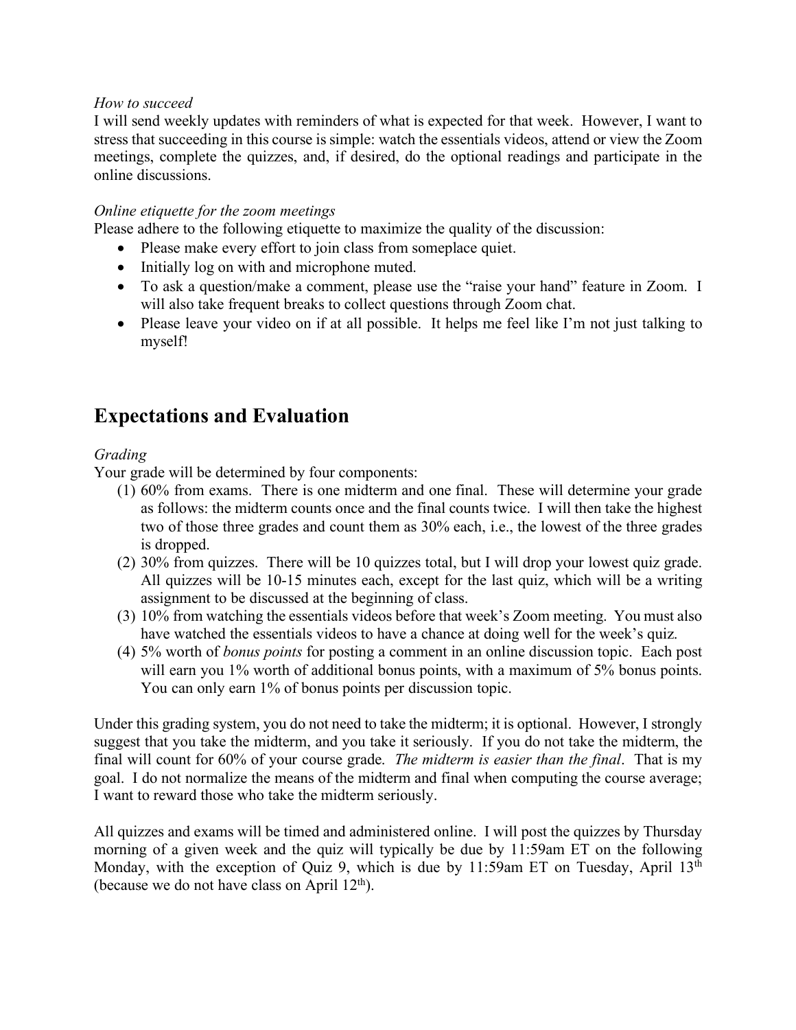*How to succeed*

I will send weekly updates with reminders of what is expected for that week. However, I want to stress that succeeding in this course is simple: watch the essentials videos, attend or view the Zoom meetings, complete the quizzes, and, if desired, do the optional readings and participate in the online discussions.

*Online etiquette for the zoom meetings*

Please adhere to the following etiquette to maximize the quality of the discussion:

- Please make every effort to join class from someplace quiet.
- Initially log on with and microphone muted.
- To ask a question/make a comment, please use the "raise your hand" feature in Zoom. I will also take frequent breaks to collect questions through Zoom chat.
- Please leave your video on if at all possible. It helps me feel like I'm not just talking to myself!

## Expectations and Evaluation

*Grading*

Your grade will be determined by four components:

(1) 60% from exams. There is one midterm and one final. These will determine your grade as follows: the midterm counts once and the final counts twice. I will then take the highest two of those three grades and count them as 30% each, i.e., the lowest of the three grades is dropped.

(2) 30% from quizzes. There will be 10 quizzes total, but I will drop your lowest quiz grade. All quizzes will be 10-15 minutes each, except for the last quiz, which will be a writing assignment to be discussed at the beginning of class.

(3) 10% from watching the essentials videos before that week's Zoom meeting. You must also have watched the essentials videos to have a chance at doing well for the week's quiz.

(4) 5% worth of *bonus points* for posting a comment in an online discussion topic. Each post will earn you 1% worth of additional bonus points, with a maximum of 5% bonus points. You can only earn 1% of bonus points per discussion topic.

Under this grading system, you do not need to take the midterm; it is optional. However, I strongly suggest that you take the midterm, and you take it seriously. If you do not take the midterm, the final will count for 60% of your course grade. *The midterm is easier than the final*. That is my goal. I do not normalize the means of the midterm and final when computing the course average; I want to reward those who take the midterm seriously.

All quizzes and exams will be timed and administered online. I will post the quizzes by Thursday morning of a given week and the quiz will typically be due by 11:59am ET on the following Monday, with the exception of Quiz 9, which is due by 11:59am ET on Tuesday, April 13th (because we do not have class on April 12th).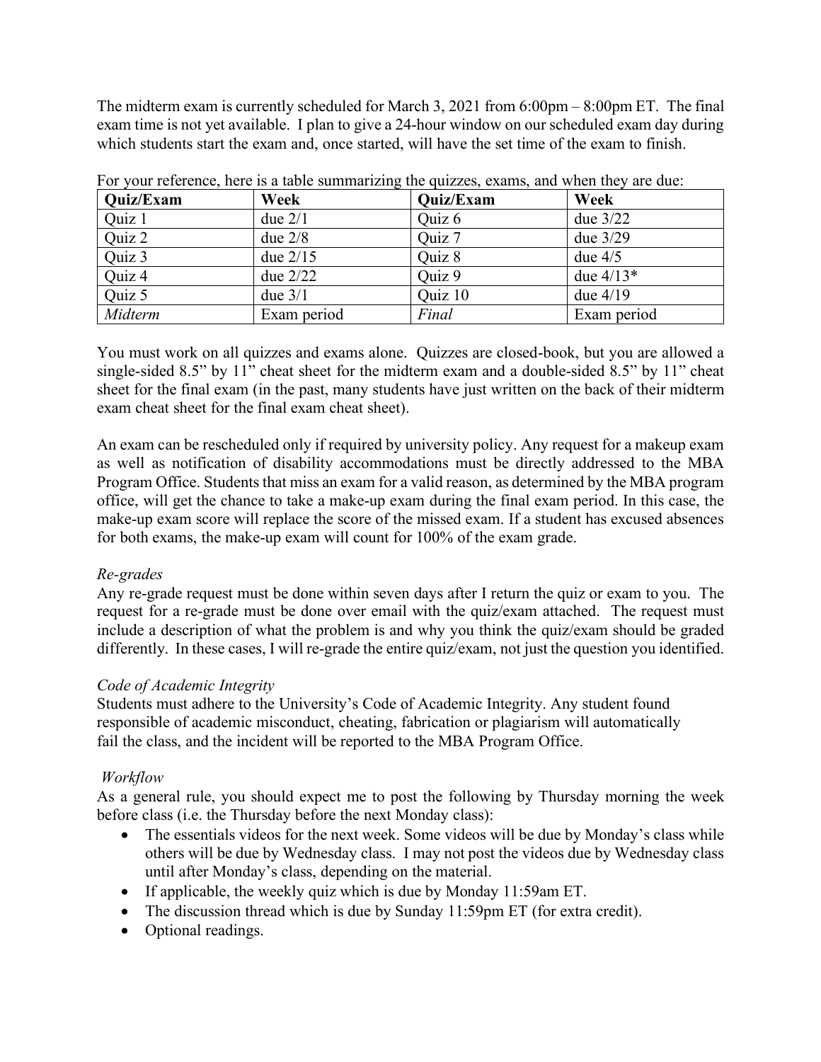The midterm exam is currently scheduled for March 3, 2021 from 6:00pm – 8:00pm ET. The final exam time is not yet available. I plan to give a 24-hour window on our scheduled exam day during which students start the exam and, once started, will have the set time of the exam to finish.

For your reference, here is a table summarizing the quizzes, exams, and when they are due:

| **Quiz/Exam** | **Week** | **Quiz/Exam** | **Week** |
|---|---|---|---|
| Quiz 1 | due 2/1 | Quiz 6 | due 3/22 |
| Quiz 2 | due 2/8 | Quiz 7 | due 3/29 |
| Quiz 3 | due 2/15 | Quiz 8 | due 4/5 |
| Quiz 4 | due 2/22 | Quiz 9 | due 4/13* |
| Quiz 5 | due 3/1 | Quiz 10 | due 4/19 |
| *Midterm* | Exam period | *Final* | Exam period |

You must work on all quizzes and exams alone. Quizzes are closed-book, but you are allowed a single-sided 8.5" by 11" cheat sheet for the midterm exam and a double-sided 8.5" by 11" cheat sheet for the final exam (in the past, many students have just written on the back of their midterm exam cheat sheet for the final exam cheat sheet).

An exam can be rescheduled only if required by university policy. Any request for a makeup exam as well as notification of disability accommodations must be directly addressed to the MBA Program Office. Students that miss an exam for a valid reason, as determined by the MBA program office, will get the chance to take a make-up exam during the final exam period. In this case, the make-up exam score will replace the score of the missed exam. If a student has excused absences for both exams, the make-up exam will count for 100% of the exam grade.

*Re-grades*

Any re-grade request must be done within seven days after I return the quiz or exam to you. The request for a re-grade must be done over email with the quiz/exam attached. The request must include a description of what the problem is and why you think the quiz/exam should be graded differently. In these cases, I will re-grade the entire quiz/exam, not just the question you identified.

*Code of Academic Integrity*

Students must adhere to the University's Code of Academic Integrity. Any student found responsible of academic misconduct, cheating, fabrication or plagiarism will automatically fail the class, and the incident will be reported to the MBA Program Office.

*Workflow*

As a general rule, you should expect me to post the following by Thursday morning the week before class (i.e. the Thursday before the next Monday class):

- The essentials videos for the next week. Some videos will be due by Monday's class while others will be due by Wednesday class. I may not post the videos due by Wednesday class until after Monday's class, depending on the material.
- If applicable, the weekly quiz which is due by Monday 11:59am ET.
- The discussion thread which is due by Sunday 11:59pm ET (for extra credit).
- Optional readings.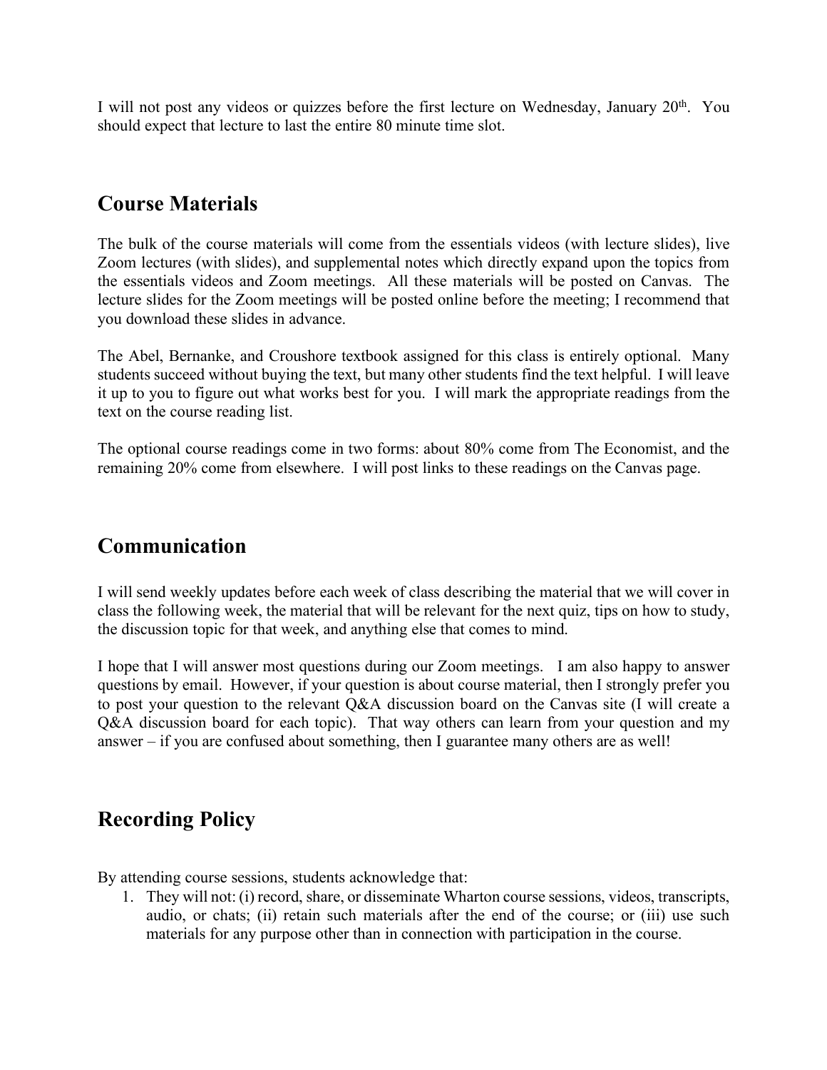I will not post any videos or quizzes before the first lecture on Wednesday, January 20th. You should expect that lecture to last the entire 80 minute time slot.

## Course Materials

The bulk of the course materials will come from the essentials videos (with lecture slides), live Zoom lectures (with slides), and supplemental notes which directly expand upon the topics from the essentials videos and Zoom meetings. All these materials will be posted on Canvas. The lecture slides for the Zoom meetings will be posted online before the meeting; I recommend that you download these slides in advance.

The Abel, Bernanke, and Croushore textbook assigned for this class is entirely optional. Many students succeed without buying the text, but many other students find the text helpful. I will leave it up to you to figure out what works best for you. I will mark the appropriate readings from the text on the course reading list.

The optional course readings come in two forms: about 80% come from The Economist, and the remaining 20% come from elsewhere. I will post links to these readings on the Canvas page.

## Communication

I will send weekly updates before each week of class describing the material that we will cover in class the following week, the material that will be relevant for the next quiz, tips on how to study, the discussion topic for that week, and anything else that comes to mind.

I hope that I will answer most questions during our Zoom meetings. I am also happy to answer questions by email. However, if your question is about course material, then I strongly prefer you to post your question to the relevant Q&A discussion board on the Canvas site (I will create a Q&A discussion board for each topic). That way others can learn from your question and my answer – if you are confused about something, then I guarantee many others are as well!

## Recording Policy

By attending course sessions, students acknowledge that:

1. They will not: (i) record, share, or disseminate Wharton course sessions, videos, transcripts, audio, or chats; (ii) retain such materials after the end of the course; or (iii) use such materials for any purpose other than in connection with participation in the course.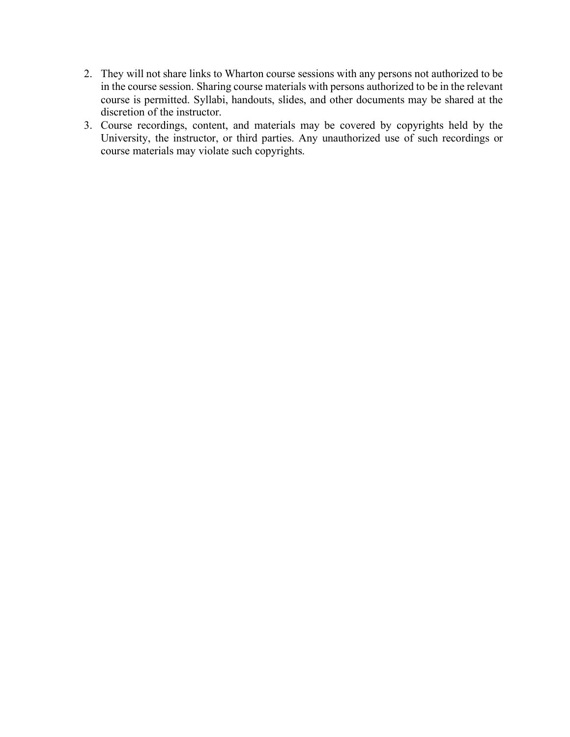2. They will not share links to Wharton course sessions with any persons not authorized to be in the course session. Sharing course materials with persons authorized to be in the relevant course is permitted. Syllabi, handouts, slides, and other documents may be shared at the discretion of the instructor.
3. Course recordings, content, and materials may be covered by copyrights held by the University, the instructor, or third parties. Any unauthorized use of such recordings or course materials may violate such copyrights.